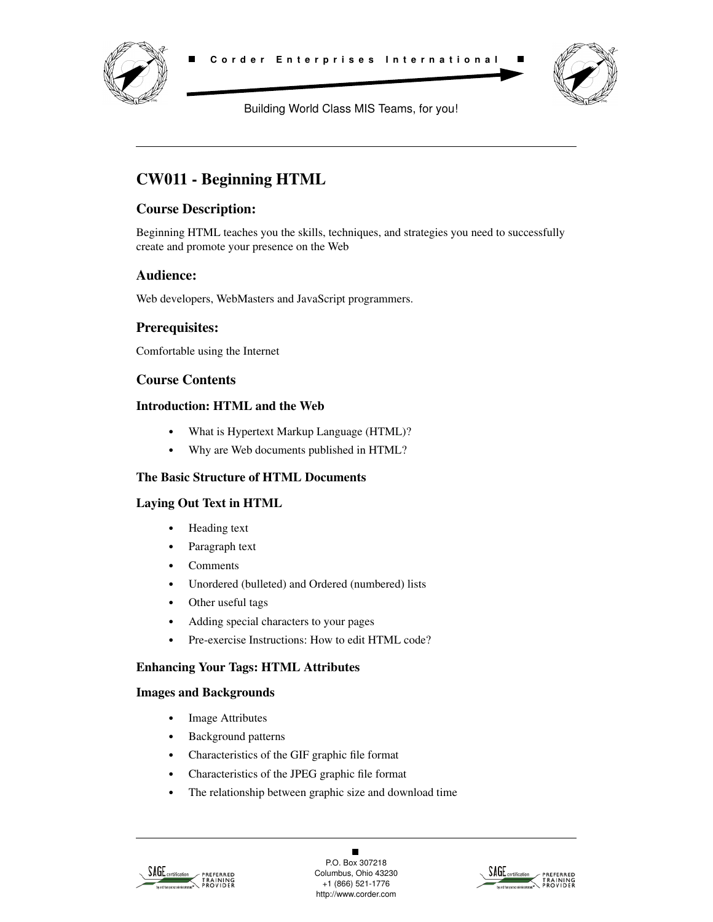# CW011 - Beginning HTML

## Course Description:

Beginning HTML teaches you the skills, techniques, and strategies you need to successfully create and promote your presence on the Web

## Audience:

Web developers, WebMasters and JavaScript programmers.

## Prerequisites:

Comfortable using the Internet

## Course Contents

### Introduction: HTML and the Web

- What is Hypertext Markup Language (HTML)?
- Why are Web documents published in HTML?

### The Basic Structure of HTML Documents

### Laying Out Text in HTML

- Heading text
- Paragraph text
- Comments
- Unordered (bulleted) and Ordered (numbered) lists
- Other useful tags
- Adding special characters to your pages
- Pre-exercise Instructions: How to edit HTML code?

### Enhancing Your Tags: HTML Attributes

### Images and Backgrounds

- Image Attributes
- Background patterns
- Characteristics of the GIF graphic file format
- Characteristics of the JPEG graphic file format
- The relationship between graphic size and download time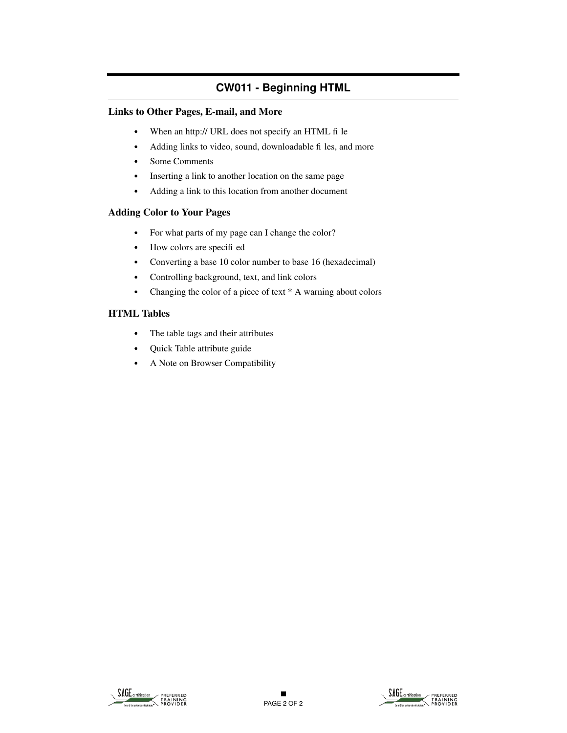# CW011 - Beginning HTML

### Links to Other Pages, E-mail, and More

- When an http:// URL does not specify an HTML file
- Adding links to video, sound, downloadable files, and more
- Some Comments
- Inserting a link to another location on the same page
- Adding a link to this location from another document

### Adding Color to Your Pages

- For what parts of my page can I change the color?
- How colors are specified
- Converting a base 10 color number to base 16 (hexadecimal)
- Controlling background, text, and link colors
- Changing the color of a piece of text * A warning about colors

### HTML Tables

- The table tags and their attributes
- Quick Table attribute guide
- A Note on Browser Compatibility